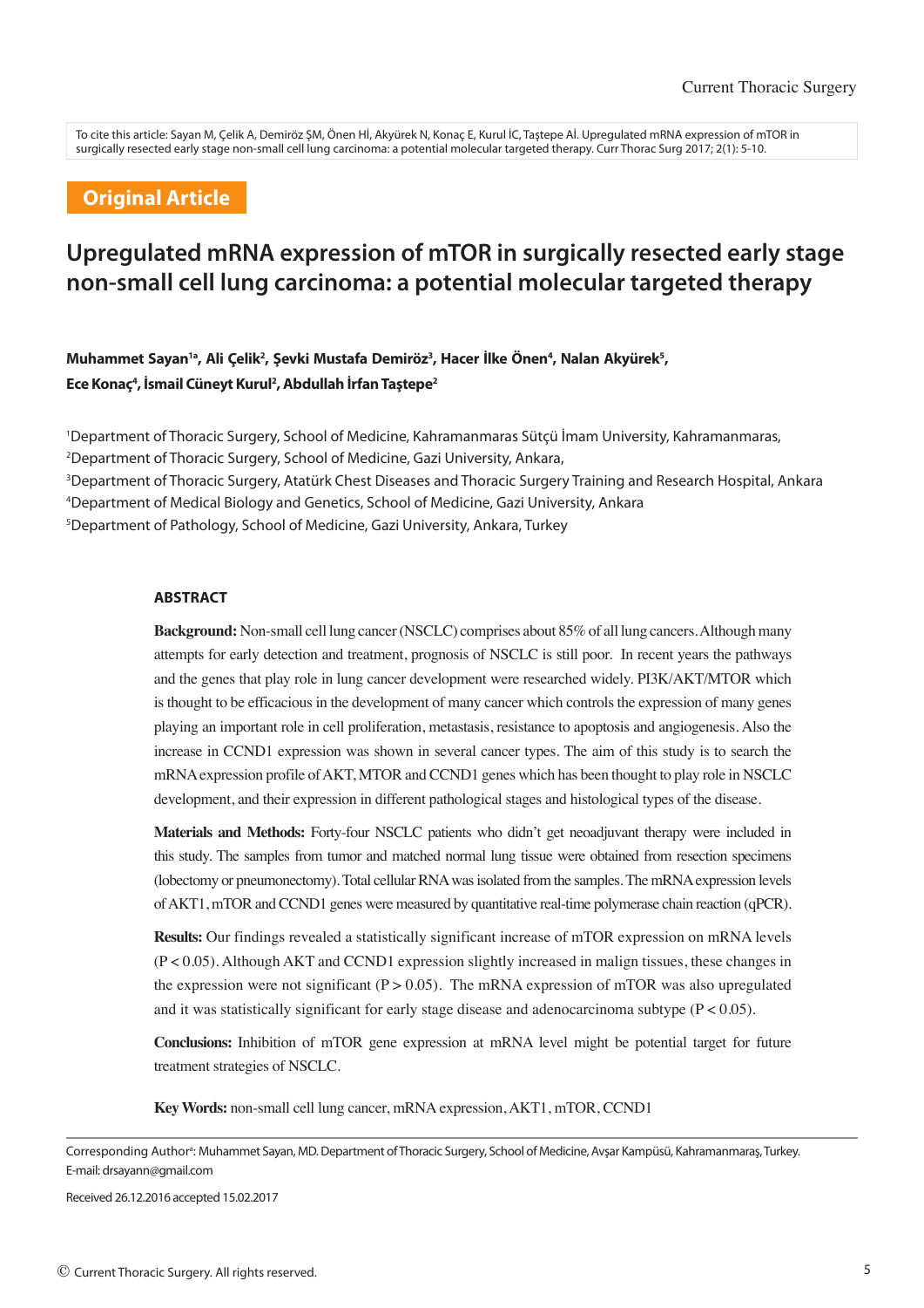To cite this article: Sayan M, Çelik A, Demiröz ŞM, Önen Hİ, Akyürek N, Konaç E, Kurul İC, Taştepe Aİ. Upregulated mRNA expression of mTOR in surgically resected early stage non-small cell lung carcinoma: a potential molecular targeted therapy. Curr Thorac Surg 2017; 2(1): 5-10.

**Original Article**

# Upregulated mRNA expression of mTOR in surgically resected early stage non-small cell lung carcinoma: a potential molecular targeted therapy

**Muhammet Sayan[1a], Ali Çelik[2], Şevki Mustafa Demiröz[3], Hacer İlke Önen[4], Nalan Akyürek[5], Ece Konaç[4], İsmail Cüneyt Kurul[2], Abdullah İrfan Taştepe[2]**

[1]Department of Thoracic Surgery, School of Medicine, Kahramanmaras Sütçü İmam University, Kahramanmaras,
[2]Department of Thoracic Surgery, School of Medicine, Gazi University, Ankara,
[3]Department of Thoracic Surgery, Atatürk Chest Diseases and Thoracic Surgery Training and Research Hospital, Ankara
[4]Department of Medical Biology and Genetics, School of Medicine, Gazi University, Ankara
[5]Department of Pathology, School of Medicine, Gazi University, Ankara, Turkey

## ABSTRACT

**Background:** Non-small cell lung cancer (NSCLC) comprises about 85% of all lung cancers. Although many attempts for early detection and treatment, prognosis of NSCLC is still poor. In recent years the pathways and the genes that play role in lung cancer development were researched widely. PI3K/AKT/MTOR which is thought to be efficacious in the development of many cancer which controls the expression of many genes playing an important role in cell proliferation, metastasis, resistance to apoptosis and angiogenesis. Also the increase in CCND1 expression was shown in several cancer types. The aim of this study is to search the mRNA expression profile of AKT, MTOR and CCND1 genes which has been thought to play role in NSCLC development, and their expression in different pathological stages and histological types of the disease.

**Materials and Methods:** Forty-four NSCLC patients who didn't get neoadjuvant therapy were included in this study. The samples from tumor and matched normal lung tissue were obtained from resection specimens (lobectomy or pneumonectomy). Total cellular RNA was isolated from the samples. The mRNA expression levels of AKT1, mTOR and CCND1 genes were measured by quantitative real-time polymerase chain reaction (qPCR).

**Results:** Our findings revealed a statistically significant increase of mTOR expression on mRNA levels ($P < 0.05$). Although AKT and CCND1 expression slightly increased in malign tissues, these changes in the expression were not significant ($P > 0.05$). The mRNA expression of mTOR was also upregulated and it was statistically significant for early stage disease and adenocarcinoma subtype ($P < 0.05$).

**Conclusions:** Inhibition of mTOR gene expression at mRNA level might be potential target for future treatment strategies of NSCLC.

**Key Words:** non-small cell lung cancer, mRNA expression, AKT1, mTOR, CCND1

Corresponding Author[a]: Muhammet Sayan, MD. Department of Thoracic Surgery, School of Medicine, Avşar Kampüsü, Kahramanmaraş, Turkey. E-mail: drsayann@gmail.com

Received 26.12.2016 accepted 15.02.2017

© Current Thoracic Surgery. All rights reserved.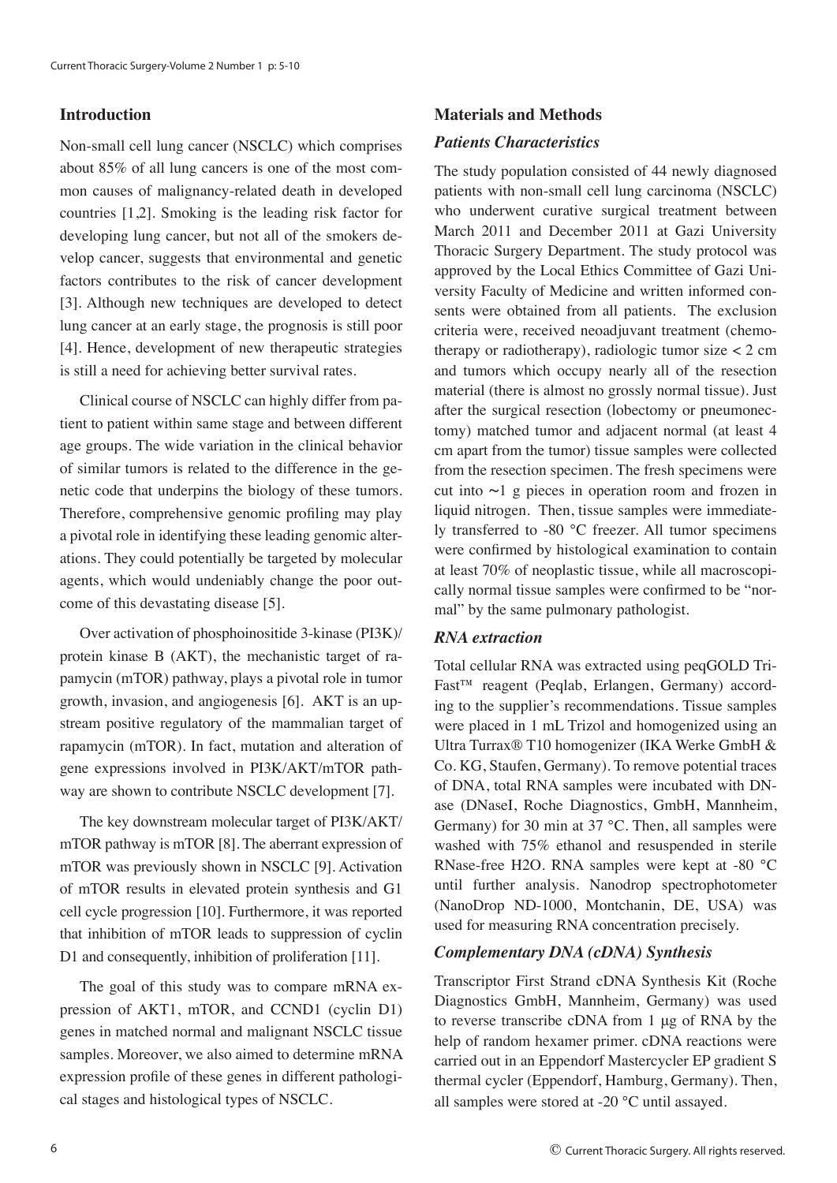## Introduction

Non-small cell lung cancer (NSCLC) which comprises about 85% of all lung cancers is one of the most common causes of malignancy-related death in developed countries [1,2]. Smoking is the leading risk factor for developing lung cancer, but not all of the smokers develop cancer, suggests that environmental and genetic factors contributes to the risk of cancer development [3]. Although new techniques are developed to detect lung cancer at an early stage, the prognosis is still poor [4]. Hence, development of new therapeutic strategies is still a need for achieving better survival rates.

Clinical course of NSCLC can highly differ from patient to patient within same stage and between different age groups. The wide variation in the clinical behavior of similar tumors is related to the difference in the genetic code that underpins the biology of these tumors. Therefore, comprehensive genomic profiling may play a pivotal role in identifying these leading genomic alterations. They could potentially be targeted by molecular agents, which would undeniably change the poor outcome of this devastating disease [5].

Over activation of phosphoinositide 3-kinase (PI3K)/ protein kinase B (AKT), the mechanistic target of rapamycin (mTOR) pathway, plays a pivotal role in tumor growth, invasion, and angiogenesis [6]. AKT is an upstream positive regulatory of the mammalian target of rapamycin (mTOR). In fact, mutation and alteration of gene expressions involved in PI3K/AKT/mTOR pathway are shown to contribute NSCLC development [7].

The key downstream molecular target of PI3K/AKT/ mTOR pathway is mTOR [8]. The aberrant expression of mTOR was previously shown in NSCLC [9]. Activation of mTOR results in elevated protein synthesis and G1 cell cycle progression [10]. Furthermore, it was reported that inhibition of mTOR leads to suppression of cyclin D1 and consequently, inhibition of proliferation [11].

The goal of this study was to compare mRNA expression of AKT1, mTOR, and CCND1 (cyclin D1) genes in matched normal and malignant NSCLC tissue samples. Moreover, we also aimed to determine mRNA expression profile of these genes in different pathological stages and histological types of NSCLC.

## Materials and Methods

### *Patients Characteristics*

The study population consisted of 44 newly diagnosed patients with non-small cell lung carcinoma (NSCLC) who underwent curative surgical treatment between March 2011 and December 2011 at Gazi University Thoracic Surgery Department. The study protocol was approved by the Local Ethics Committee of Gazi University Faculty of Medicine and written informed consents were obtained from all patients. The exclusion criteria were, received neoadjuvant treatment (chemotherapy or radiotherapy), radiologic tumor size < 2 cm and tumors which occupy nearly all of the resection material (there is almost no grossly normal tissue). Just after the surgical resection (lobectomy or pneumonectomy) matched tumor and adjacent normal (at least 4 cm apart from the tumor) tissue samples were collected from the resection specimen. The fresh specimens were cut into ~1 g pieces in operation room and frozen in liquid nitrogen. Then, tissue samples were immediately transferred to -80 °C freezer. All tumor specimens were confirmed by histological examination to contain at least 70% of neoplastic tissue, while all macroscopically normal tissue samples were confirmed to be "normal" by the same pulmonary pathologist.

### *RNA extraction*

Total cellular RNA was extracted using peqGOLD TriFast™ reagent (Peqlab, Erlangen, Germany) according to the supplier's recommendations. Tissue samples were placed in 1 mL Trizol and homogenized using an Ultra Turrax® T10 homogenizer (IKA Werke GmbH & Co. KG, Staufen, Germany). To remove potential traces of DNA, total RNA samples were incubated with DNase (DNaseI, Roche Diagnostics, GmbH, Mannheim, Germany) for 30 min at 37 °C. Then, all samples were washed with 75% ethanol and resuspended in sterile RNase-free H2O. RNA samples were kept at -80 °C until further analysis. Nanodrop spectrophotometer (NanoDrop ND-1000, Montchanin, DE, USA) was used for measuring RNA concentration precisely.

### *Complementary DNA (cDNA) Synthesis*

Transcriptor First Strand cDNA Synthesis Kit (Roche Diagnostics GmbH, Mannheim, Germany) was used to reverse transcribe cDNA from 1 µg of RNA by the help of random hexamer primer. cDNA reactions were carried out in an Eppendorf Mastercycler EP gradient S thermal cycler (Eppendorf, Hamburg, Germany). Then, all samples were stored at -20 °C until assayed.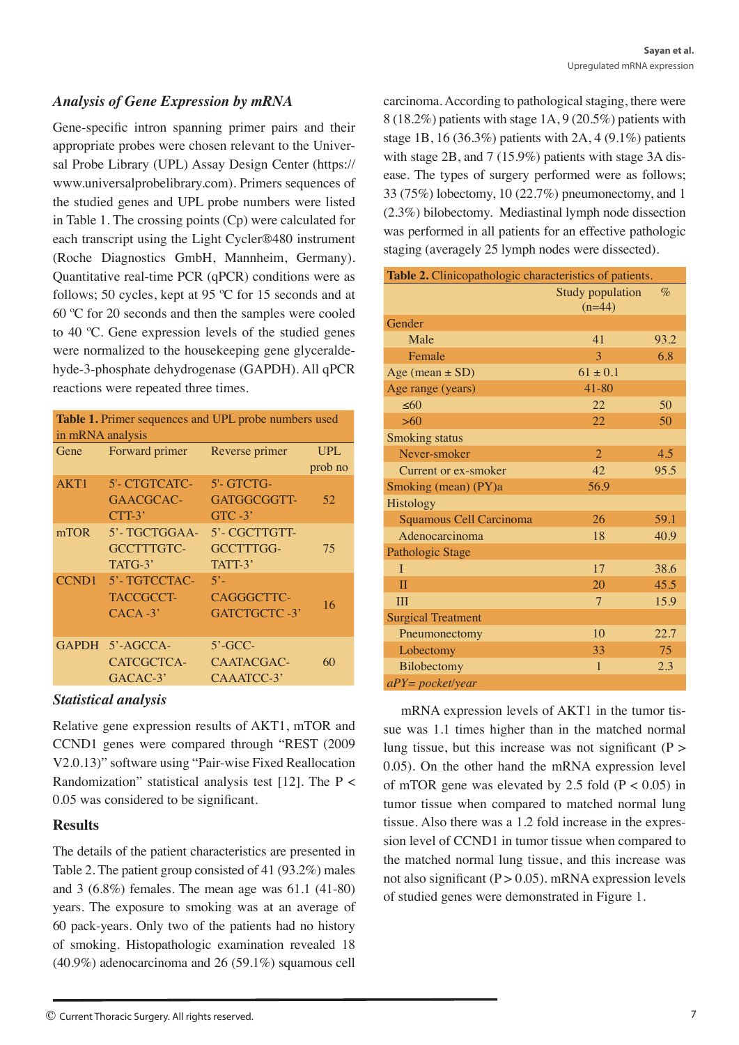### *Analysis of Gene Expression by mRNA*

Gene-specific intron spanning primer pairs and their appropriate probes were chosen relevant to the Universal Probe Library (UPL) Assay Design Center (https://www.universalprobelibrary.com). Primers sequences of the studied genes and UPL probe numbers were listed in Table 1. The crossing points (Cp) were calculated for each transcript using the Light Cycler®480 instrument (Roche Diagnostics GmbH, Mannheim, Germany). Quantitative real-time PCR (qPCR) conditions were as follows; 50 cycles, kept at 95 ºC for 15 seconds and at 60 ºC for 20 seconds and then the samples were cooled to 40 ºC. Gene expression levels of the studied genes were normalized to the housekeeping gene glyceraldehyde-3-phosphate dehydrogenase (GAPDH). All qPCR reactions were repeated three times.

**Table 1.** Primer sequences and UPL probe numbers used in mRNA analysis

| Gene | Forward primer | Reverse primer | UPL prob no |
|---|---|---|---|
| AKT1 | 5'- CTGTCATC-GAACGCAC-CTT-3' | 5'- GTCTG-GATGGCGGTT-GTC -3' | 52 |
| mTOR | 5'- TGCTGGAA-GCCTTTGTC-TATG-3' | 5'- CGCTTGTT-GCCTTTGG-TATT-3' | 75 |
| CCND1 | 5'- TGTCCTAC-TACCGCCT-CACA -3' | 5'-CAGGGCTTC-GATCTGCTC -3' | 16 |
| GAPDH | 5'-AGCCA-CATCGCTCA-GACAC-3' | 5'-GCC-CAATACGAC-CAAATCC-3' | 60 |

### *Statistical analysis*

Relative gene expression results of AKT1, mTOR and CCND1 genes were compared through "REST (2009 V2.0.13)" software using "Pair-wise Fixed Reallocation Randomization" statistical analysis test [12]. The $P < 0.05$ was considered to be significant.

## Results

The details of the patient characteristics are presented in Table 2. The patient group consisted of 41 (93.2%) males and 3 (6.8%) females. The mean age was 61.1 (41-80) years. The exposure to smoking was at an average of 60 pack-years. Only two of the patients had no history of smoking. Histopathologic examination revealed 18 (40.9%) adenocarcinoma and 26 (59.1%) squamous cell carcinoma. According to pathological staging, there were 8 (18.2%) patients with stage 1A, 9 (20.5%) patients with stage 1B, 16 (36.3%) patients with 2A, 4 (9.1%) patients with stage 2B, and 7 (15.9%) patients with stage 3A disease. The types of surgery performed were as follows; 33 (75%) lobectomy, 10 (22.7%) pneumonectomy, and 1 (2.3%) bilobectomy. Mediastinal lymph node dissection was performed in all patients for an effective pathologic staging (averagely 25 lymph nodes were dissected).

**Table 2.** Clinicopathologic characteristics of patients.

| | Study population (n=44) | % |
|---|---|---|
| Gender | | |
| Male | 41 | 93.2 |
| Female | 3 | 6.8 |
| Age (mean ± SD) | 61 ± 0.1 | |
| Age range (years) | 41-80 | |
| ≤60 | 22 | 50 |
| >60 | 22 | 50 |
| Smoking status | | |
| Never-smoker | 2 | 4.5 |
| Current or ex-smoker | 42 | 95.5 |
| Smoking (mean) (PY)a | 56.9 | |
| Histology | | |
| Squamous Cell Carcinoma | 26 | 59.1 |
| Adenocarcinoma | 18 | 40.9 |
| Pathologic Stage | | |
| I | 17 | 38.6 |
| II | 20 | 45.5 |
| III | 7 | 15.9 |
| Surgical Treatment | | |
| Pneumonectomy | 10 | 22.7 |
| Lobectomy | 33 | 75 |
| Bilobectomy | 1 | 2.3 |

*aPY= pocket/year*

mRNA expression levels of AKT1 in the tumor tissue was 1.1 times higher than in the matched normal lung tissue, but this increase was not significant ($P > 0.05$). On the other hand the mRNA expression level of mTOR gene was elevated by 2.5 fold ($P < 0.05$) in tumor tissue when compared to matched normal lung tissue. Also there was a 1.2 fold increase in the expression level of CCND1 in tumor tissue when compared to the matched normal lung tissue, and this increase was not also significant ($P > 0.05$). mRNA expression levels of studied genes were demonstrated in Figure 1.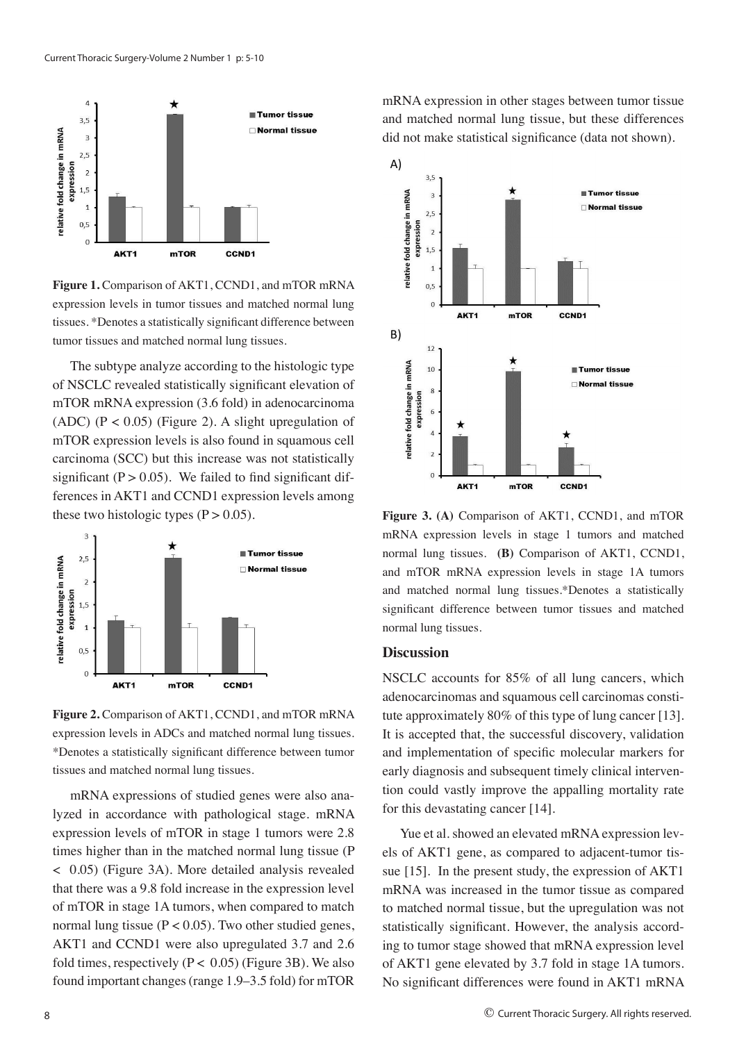**Figure 1.** Comparison of AKT1, CCND1, and mTOR mRNA expression levels in tumor tissues and matched normal lung tissues. *Denotes a statistically significant difference between tumor tissues and matched normal lung tissues.

The subtype analyze according to the histologic type of NSCLC revealed statistically significant elevation of mTOR mRNA expression (3.6 fold) in adenocarcinoma (ADC) ($P < 0.05$) (Figure 2). A slight upregulation of mTOR expression levels is also found in squamous cell carcinoma (SCC) but this increase was not statistically significant ($P > 0.05$). We failed to find significant differences in AKT1 and CCND1 expression levels among these two histologic types ($P > 0.05$).

**Figure 2.** Comparison of AKT1, CCND1, and mTOR mRNA expression levels in ADCs and matched normal lung tissues. *Denotes a statistically significant difference between tumor tissues and matched normal lung tissues.

mRNA expressions of studied genes were also analyzed in accordance with pathological stage. mRNA expression levels of mTOR in stage 1 tumors were 2.8 times higher than in the matched normal lung tissue ($P < 0.05$) (Figure 3A). More detailed analysis revealed that there was a 9.8 fold increase in the expression level of mTOR in stage 1A tumors, when compared to match normal lung tissue ($P < 0.05$). Two other studied genes, AKT1 and CCND1 were also upregulated 3.7 and 2.6 fold times, respectively ($P < 0.05$) (Figure 3B). We also found important changes (range 1.9–3.5 fold) for mTOR mRNA expression in other stages between tumor tissue and matched normal lung tissue, but these differences did not make statistical significance (data not shown).

**Figure 3.** **(A)** Comparison of AKT1, CCND1, and mTOR mRNA expression levels in stage 1 tumors and matched normal lung tissues. **(B)** Comparison of AKT1, CCND1, and mTOR mRNA expression levels in stage 1A tumors and matched normal lung tissues.*Denotes a statistically significant difference between tumor tissues and matched normal lung tissues.

## Discussion

NSCLC accounts for 85% of all lung cancers, which adenocarcinomas and squamous cell carcinomas constitute approximately 80% of this type of lung cancer [13]. It is accepted that, the successful discovery, validation and implementation of specific molecular markers for early diagnosis and subsequent timely clinical intervention could vastly improve the appalling mortality rate for this devastating cancer [14].

Yue et al. showed an elevated mRNA expression levels of AKT1 gene, as compared to adjacent-tumor tissue [15]. In the present study, the expression of AKT1 mRNA was increased in the tumor tissue as compared to matched normal tissue, but the upregulation was not statistically significant. However, the analysis according to tumor stage showed that mRNA expression level of AKT1 gene elevated by 3.7 fold in stage 1A tumors. No significant differences were found in AKT1 mRNA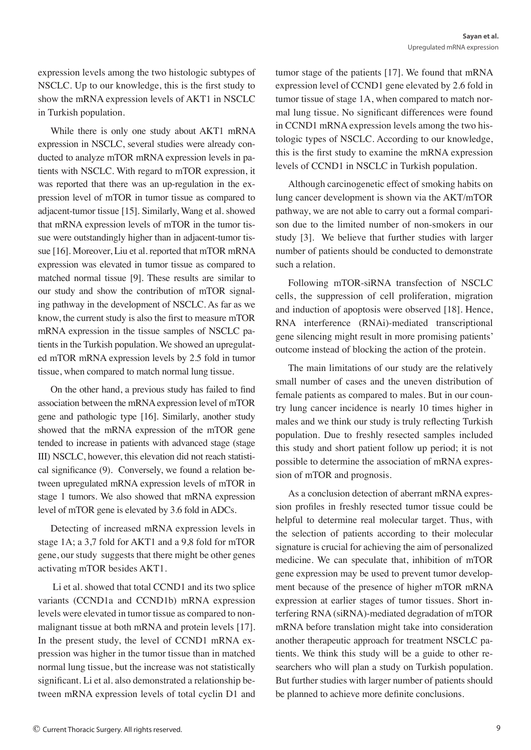expression levels among the two histologic subtypes of NSCLC. Up to our knowledge, this is the first study to show the mRNA expression levels of AKT1 in NSCLC in Turkish population.

While there is only one study about AKT1 mRNA expression in NSCLC, several studies were already conducted to analyze mTOR mRNA expression levels in patients with NSCLC. With regard to mTOR expression, it was reported that there was an up-regulation in the expression level of mTOR in tumor tissue as compared to adjacent-tumor tissue [15]. Similarly, Wang et al. showed that mRNA expression levels of mTOR in the tumor tissue were outstandingly higher than in adjacent-tumor tissue [16]. Moreover, Liu et al. reported that mTOR mRNA expression was elevated in tumor tissue as compared to matched normal tissue [9]. These results are similar to our study and show the contribution of mTOR signaling pathway in the development of NSCLC. As far as we know, the current study is also the first to measure mTOR mRNA expression in the tissue samples of NSCLC patients in the Turkish population. We showed an upregulated mTOR mRNA expression levels by 2.5 fold in tumor tissue, when compared to match normal lung tissue.

On the other hand, a previous study has failed to find association between the mRNA expression level of mTOR gene and pathologic type [16]. Similarly, another study showed that the mRNA expression of the mTOR gene tended to increase in patients with advanced stage (stage III) NSCLC, however, this elevation did not reach statistical significance (9). Conversely, we found a relation between upregulated mRNA expression levels of mTOR in stage 1 tumors. We also showed that mRNA expression level of mTOR gene is elevated by 3.6 fold in ADCs.

Detecting of increased mRNA expression levels in stage 1A; a 3,7 fold for AKT1 and a 9,8 fold for mTOR gene, our study suggests that there might be other genes activating mTOR besides AKT1.

Li et al. showed that total CCND1 and its two splice variants (CCND1a and CCND1b) mRNA expression levels were elevated in tumor tissue as compared to non-malignant tissue at both mRNA and protein levels [17]. In the present study, the level of CCND1 mRNA expression was higher in the tumor tissue than in matched normal lung tissue, but the increase was not statistically significant. Li et al. also demonstrated a relationship between mRNA expression levels of total cyclin D1 and tumor stage of the patients [17]. We found that mRNA expression level of CCND1 gene elevated by 2.6 fold in tumor tissue of stage 1A, when compared to match normal lung tissue. No significant differences were found in CCND1 mRNA expression levels among the two histologic types of NSCLC. According to our knowledge, this is the first study to examine the mRNA expression levels of CCND1 in NSCLC in Turkish population.

Although carcinogenetic effect of smoking habits on lung cancer development is shown via the AKT/mTOR pathway, we are not able to carry out a formal comparison due to the limited number of non-smokers in our study [3]. We believe that further studies with larger number of patients should be conducted to demonstrate such a relation.

Following mTOR-siRNA transfection of NSCLC cells, the suppression of cell proliferation, migration and induction of apoptosis were observed [18]. Hence, RNA interference (RNAi)-mediated transcriptional gene silencing might result in more promising patients' outcome instead of blocking the action of the protein.

The main limitations of our study are the relatively small number of cases and the uneven distribution of female patients as compared to males. But in our country lung cancer incidence is nearly 10 times higher in males and we think our study is truly reflecting Turkish population. Due to freshly resected samples included this study and short patient follow up period; it is not possible to determine the association of mRNA expression of mTOR and prognosis.

As a conclusion detection of aberrant mRNA expression profiles in freshly resected tumor tissue could be helpful to determine real molecular target. Thus, with the selection of patients according to their molecular signature is crucial for achieving the aim of personalized medicine. We can speculate that, inhibition of mTOR gene expression may be used to prevent tumor development because of the presence of higher mTOR mRNA expression at earlier stages of tumor tissues. Short interfering RNA (siRNA)-mediated degradation of mTOR mRNA before translation might take into consideration another therapeutic approach for treatment NSCLC patients. We think this study will be a guide to other researchers who will plan a study on Turkish population. But further studies with larger number of patients should be planned to achieve more definite conclusions.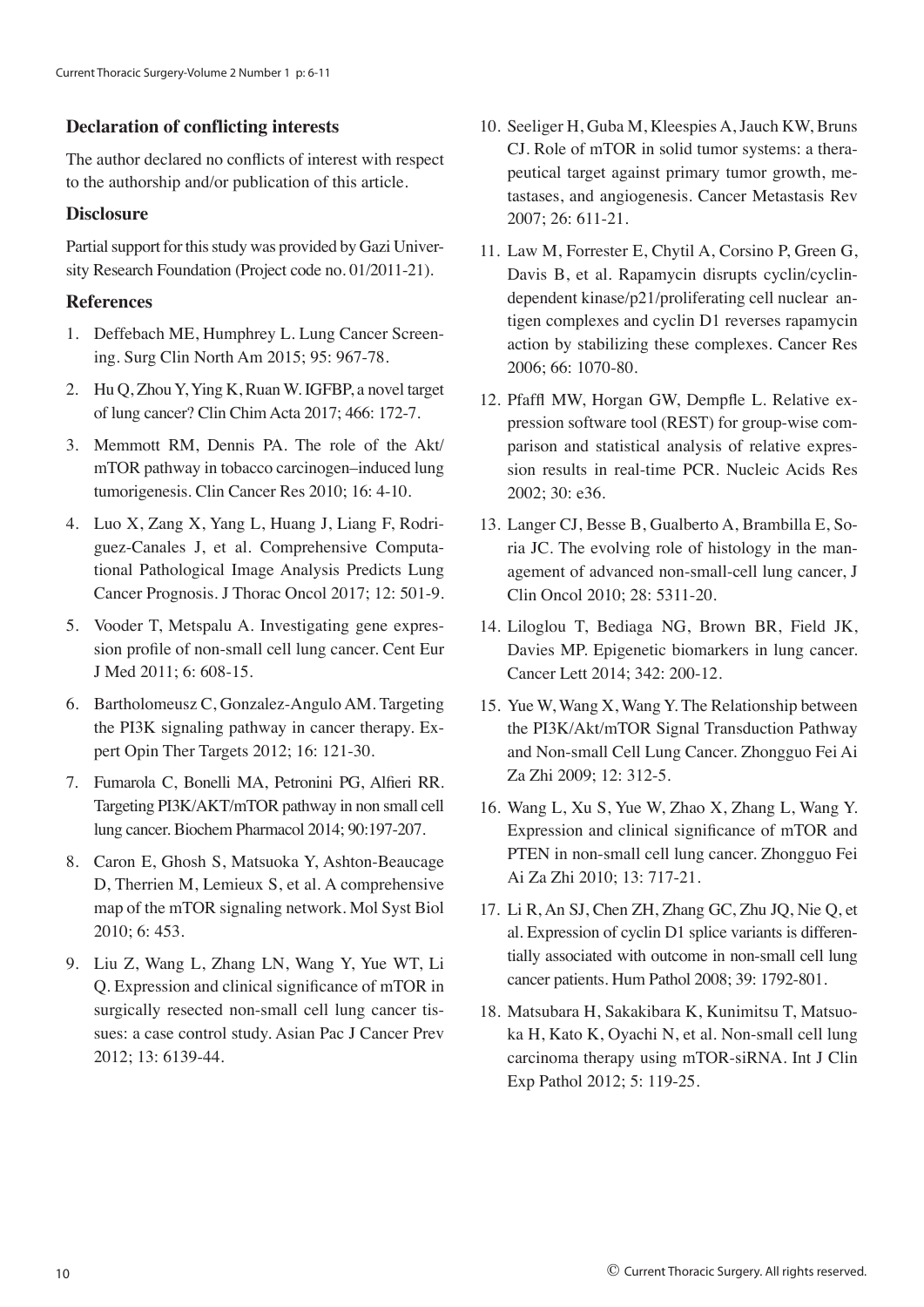### Declaration of conflicting interests

The author declared no conflicts of interest with respect to the authorship and/or publication of this article.

### Disclosure

Partial support for this study was provided by Gazi University Research Foundation (Project code no. 01/2011-21).

### References

1. Deffebach ME, Humphrey L. Lung Cancer Screening. Surg Clin North Am 2015; 95: 967-78.
2. Hu Q, Zhou Y, Ying K, Ruan W. IGFBP, a novel target of lung cancer? Clin Chim Acta 2017; 466: 172-7.
3. Memmott RM, Dennis PA. The role of the Akt/mTOR pathway in tobacco carcinogen–induced lung tumorigenesis. Clin Cancer Res 2010; 16: 4-10.
4. Luo X, Zang X, Yang L, Huang J, Liang F, Rodriguez-Canales J, et al. Comprehensive Computational Pathological Image Analysis Predicts Lung Cancer Prognosis. J Thorac Oncol 2017; 12: 501-9.
5. Vooder T, Metspalu A. Investigating gene expression profile of non-small cell lung cancer. Cent Eur J Med 2011; 6: 608-15.
6. Bartholomeusz C, Gonzalez-Angulo AM. Targeting the PI3K signaling pathway in cancer therapy. Expert Opin Ther Targets 2012; 16: 121-30.
7. Fumarola C, Bonelli MA, Petronini PG, Alfieri RR. Targeting PI3K/AKT/mTOR pathway in non small cell lung cancer. Biochem Pharmacol 2014; 90:197-207.
8. Caron E, Ghosh S, Matsuoka Y, Ashton-Beaucage D, Therrien M, Lemieux S, et al. A comprehensive map of the mTOR signaling network. Mol Syst Biol 2010; 6: 453.
9. Liu Z, Wang L, Zhang LN, Wang Y, Yue WT, Li Q. Expression and clinical significance of mTOR in surgically resected non-small cell lung cancer tissues: a case control study. Asian Pac J Cancer Prev 2012; 13: 6139-44.
10. Seeliger H, Guba M, Kleespies A, Jauch KW, Bruns CJ. Role of mTOR in solid tumor systems: a therapeutical target against primary tumor growth, metastases, and angiogenesis. Cancer Metastasis Rev 2007; 26: 611-21.
11. Law M, Forrester E, Chytil A, Corsino P, Green G, Davis B, et al. Rapamycin disrupts cyclin/cyclin-dependent kinase/p21/proliferating cell nuclear antigen complexes and cyclin D1 reverses rapamycin action by stabilizing these complexes. Cancer Res 2006; 66: 1070-80.
12. Pfaffl MW, Horgan GW, Dempfle L. Relative expression software tool (REST) for group-wise comparison and statistical analysis of relative expression results in real-time PCR. Nucleic Acids Res 2002; 30: e36.
13. Langer CJ, Besse B, Gualberto A, Brambilla E, Soria JC. The evolving role of histology in the management of advanced non-small-cell lung cancer, J Clin Oncol 2010; 28: 5311-20.
14. Liloglou T, Bediaga NG, Brown BR, Field JK, Davies MP. Epigenetic biomarkers in lung cancer. Cancer Lett 2014; 342: 200-12.
15. Yue W, Wang X, Wang Y. The Relationship between the PI3K/Akt/mTOR Signal Transduction Pathway and Non-small Cell Lung Cancer. Zhongguo Fei Ai Za Zhi 2009; 12: 312-5.
16. Wang L, Xu S, Yue W, Zhao X, Zhang L, Wang Y. Expression and clinical significance of mTOR and PTEN in non-small cell lung cancer. Zhongguo Fei Ai Za Zhi 2010; 13: 717-21.
17. Li R, An SJ, Chen ZH, Zhang GC, Zhu JQ, Nie Q, et al. Expression of cyclin D1 splice variants is differentially associated with outcome in non-small cell lung cancer patients. Hum Pathol 2008; 39: 1792-801.
18. Matsubara H, Sakakibara K, Kunimitsu T, Matsuoka H, Kato K, Oyachi N, et al. Non-small cell lung carcinoma therapy using mTOR-siRNA. Int J Clin Exp Pathol 2012; 5: 119-25.